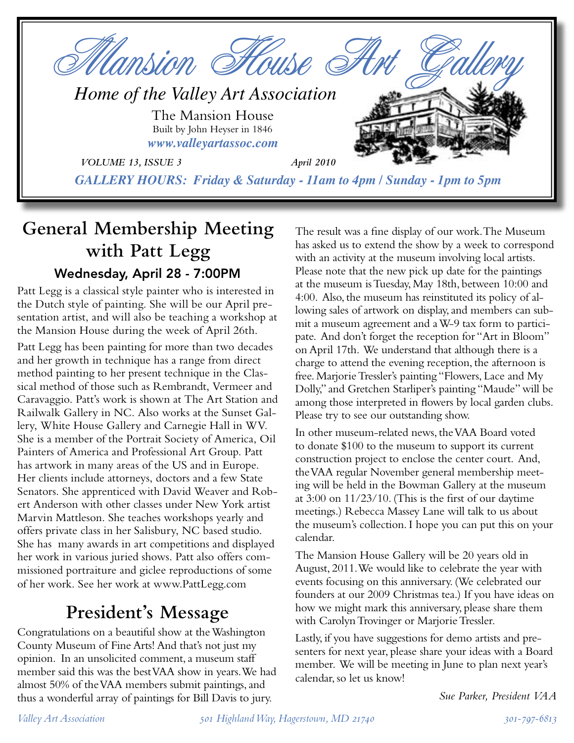# Mansion House Art Gallery

*Home of the Valley Art Association*

The Mansion House
Built by John Heyser in 1846
***www.valleyartassoc.com***

*VOLUME 13, ISSUE 3* *April 2010*

***GALLERY HOURS: Friday & Saturday - 11am to 4pm / Sunday - 1pm to 5pm***

## General Membership Meeting with Patt Legg

### Wednesday, April 28 - 7:00PM

Patt Legg is a classical style painter who is interested in the Dutch style of painting. She will be our April presentation artist, and will also be teaching a workshop at the Mansion House during the week of April 26th.

Patt Legg has been painting for more than two decades and her growth in technique has a range from direct method painting to her present technique in the Classical method of those such as Rembrandt, Vermeer and Caravaggio. Patt's work is shown at The Art Station and Railwalk Gallery in NC. Also works at the Sunset Gallery, White House Gallery and Carnegie Hall in WV. She is a member of the Portrait Society of America, Oil Painters of America and Professional Art Group. Patt has artwork in many areas of the US and in Europe. Her clients include attorneys, doctors and a few State Senators. She apprenticed with David Weaver and Robert Anderson with other classes under New York artist Marvin Mattleson. She teaches workshops yearly and offers private class in her Salisbury, NC based studio. She has many awards in art competitions and displayed her work in various juried shows. Patt also offers commissioned portraiture and giclee reproductions of some of her work. See her work at www.PattLegg.com

## President's Message

Congratulations on a beautiful show at the Washington County Museum of Fine Arts! And that's not just my opinion. In an unsolicited comment, a museum staff member said this was the best VAA show in years. We had almost 50% of the VAA members submit paintings, and thus a wonderful array of paintings for Bill Davis to jury. The result was a fine display of our work. The Museum has asked us to extend the show by a week to correspond with an activity at the museum involving local artists. Please note that the new pick up date for the paintings at the museum is Tuesday, May 18th, between 10:00 and 4:00. Also, the museum has reinstituted its policy of allowing sales of artwork on display, and members can submit a museum agreement and a W-9 tax form to participate. And don't forget the reception for "Art in Bloom" on April 17th. We understand that although there is a charge to attend the evening reception, the afternoon is free. Marjorie Tressler's painting "Flowers, Lace and My Dolly," and Gretchen Starliper's painting "Maude" will be among those interpreted in flowers by local garden clubs. Please try to see our outstanding show.

In other museum-related news, the VAA Board voted to donate $100 to the museum to support its current construction project to enclose the center court. And, the VAA regular November general membership meeting will be held in the Bowman Gallery at the museum at 3:00 on 11/23/10. (This is the first of our daytime meetings.) Rebecca Massey Lane will talk to us about the museum's collection. I hope you can put this on your calendar.

The Mansion House Gallery will be 20 years old in August, 2011. We would like to celebrate the year with events focusing on this anniversary. (We celebrated our founders at our 2009 Christmas tea.) If you have ideas on how we might mark this anniversary, please share them with Carolyn Trovinger or Marjorie Tressler.

Lastly, if you have suggestions for demo artists and presenters for next year, please share your ideas with a Board member. We will be meeting in June to plan next year's calendar, so let us know!

*Sue Parker, President VAA*

*Valley Art Association* *501 Highland Way, Hagerstown, MD 21740* *301-797-6813*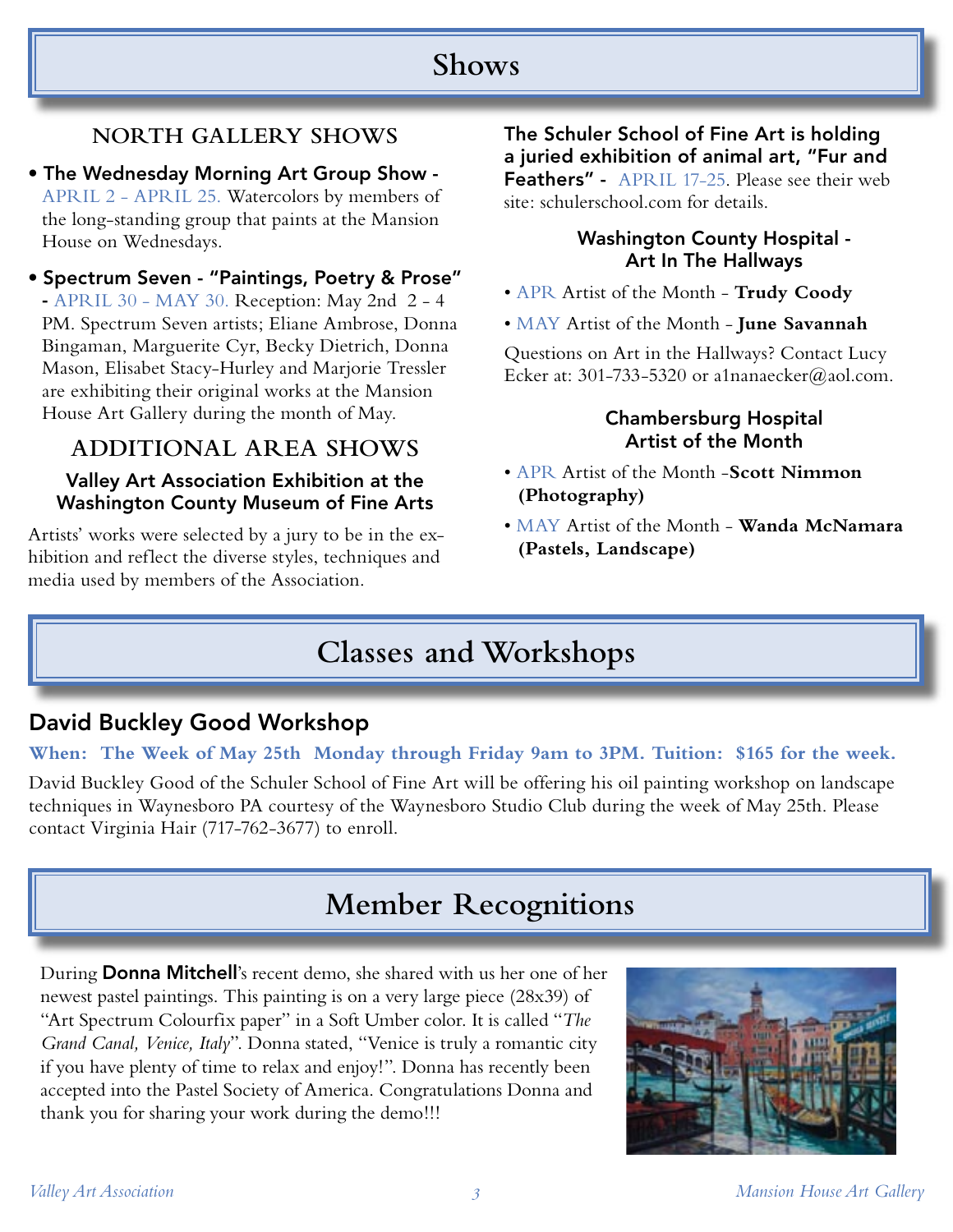# Shows

## NORTH GALLERY SHOWS

- **The Wednesday Morning Art Group Show -** APRIL 2 - APRIL 25. Watercolors by members of the long-standing group that paints at the Mansion House on Wednesdays.
- **Spectrum Seven - "Paintings, Poetry & Prose" -** APRIL 30 - MAY 30. Reception: May 2nd 2 - 4 PM. Spectrum Seven artists; Eliane Ambrose, Donna Bingaman, Marguerite Cyr, Becky Dietrich, Donna Mason, Elisabet Stacy-Hurley and Marjorie Tressler are exhibiting their original works at the Mansion House Art Gallery during the month of May.

## ADDITIONAL AREA SHOWS

### Valley Art Association Exhibition at the Washington County Museum of Fine Arts

Artists' works were selected by a jury to be in the exhibition and reflect the diverse styles, techniques and media used by members of the Association.

**The Schuler School of Fine Art is holding a juried exhibition of animal art, "Fur and Feathers" -** APRIL 17-25. Please see their web site: schulerschool.com for details.

### Washington County Hospital - Art In The Hallways

- APR Artist of the Month - **Trudy Coody**
- MAY Artist of the Month - **June Savannah**

Questions on Art in the Hallways? Contact Lucy Ecker at: 301-733-5320 or a1nanaecker@aol.com.

### Chambersburg Hospital Artist of the Month

- APR Artist of the Month -**Scott Nimmon (Photography)**
- MAY Artist of the Month - **Wanda McNamara (Pastels, Landscape)**

# Classes and Workshops

## David Buckley Good Workshop

**When: The Week of May 25th Monday through Friday 9am to 3PM. Tuition: $165 for the week.**

David Buckley Good of the Schuler School of Fine Art will be offering his oil painting workshop on landscape techniques in Waynesboro PA courtesy of the Waynesboro Studio Club during the week of May 25th. Please contact Virginia Hair (717-762-3677) to enroll.

# Member Recognitions

During **Donna Mitchell**'s recent demo, she shared with us her one of her newest pastel paintings. This painting is on a very large piece (28x39) of "Art Spectrum Colourfix paper" in a Soft Umber color. It is called "*The Grand Canal, Venice, Italy*". Donna stated, "Venice is truly a romantic city if you have plenty of time to relax and enjoy!". Donna has recently been accepted into the Pastel Society of America. Congratulations Donna and thank you for sharing your work during the demo!!!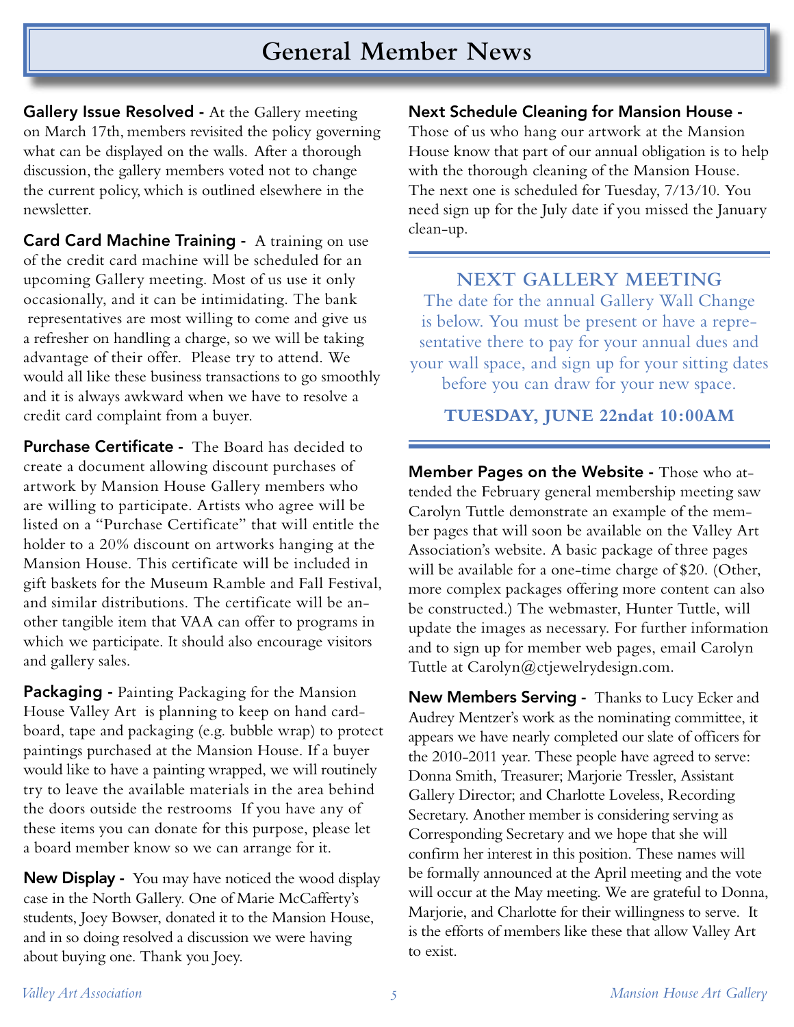# General Member News

**Gallery Issue Resolved -** At the Gallery meeting on March 17th, members revisited the policy governing what can be displayed on the walls. After a thorough discussion, the gallery members voted not to change the current policy, which is outlined elsewhere in the newsletter.

**Card Card Machine Training -** A training on use of the credit card machine will be scheduled for an upcoming Gallery meeting. Most of us use it only occasionally, and it can be intimidating. The bank representatives are most willing to come and give us a refresher on handling a charge, so we will be taking advantage of their offer. Please try to attend. We would all like these business transactions to go smoothly and it is always awkward when we have to resolve a credit card complaint from a buyer.

**Purchase Certificate -** The Board has decided to create a document allowing discount purchases of artwork by Mansion House Gallery members who are willing to participate. Artists who agree will be listed on a "Purchase Certificate" that will entitle the holder to a 20% discount on artworks hanging at the Mansion House. This certificate will be included in gift baskets for the Museum Ramble and Fall Festival, and similar distributions. The certificate will be another tangible item that VAA can offer to programs in which we participate. It should also encourage visitors and gallery sales.

**Packaging -** Painting Packaging for the Mansion House Valley Art is planning to keep on hand cardboard, tape and packaging (e.g. bubble wrap) to protect paintings purchased at the Mansion House. If a buyer would like to have a painting wrapped, we will routinely try to leave the available materials in the area behind the doors outside the restrooms If you have any of these items you can donate for this purpose, please let a board member know so we can arrange for it.

**New Display -** You may have noticed the wood display case in the North Gallery. One of Marie McCafferty's students, Joey Bowser, donated it to the Mansion House, and in so doing resolved a discussion we were having about buying one. Thank you Joey.

**Next Schedule Cleaning for Mansion House -** Those of us who hang our artwork at the Mansion House know that part of our annual obligation is to help with the thorough cleaning of the Mansion House. The next one is scheduled for Tuesday, 7/13/10. You need sign up for the July date if you missed the January clean-up.

---

## NEXT GALLERY MEETING

The date for the annual Gallery Wall Change is below. You must be present or have a representative there to pay for your annual dues and your wall space, and sign up for your sitting dates before you can draw for your new space.

**TUESDAY, JUNE 22ndat 10:00AM**

---

**Member Pages on the Website -** Those who attended the February general membership meeting saw Carolyn Tuttle demonstrate an example of the member pages that will soon be available on the Valley Art Association's website. A basic package of three pages will be available for a one-time charge of $20. (Other, more complex packages offering more content can also be constructed.) The webmaster, Hunter Tuttle, will update the images as necessary. For further information and to sign up for member web pages, email Carolyn Tuttle at Carolyn@ctjewelrydesign.com.

**New Members Serving -** Thanks to Lucy Ecker and Audrey Mentzer's work as the nominating committee, it appears we have nearly completed our slate of officers for the 2010-2011 year. These people have agreed to serve: Donna Smith, Treasurer; Marjorie Tressler, Assistant Gallery Director; and Charlotte Loveless, Recording Secretary. Another member is considering serving as Corresponding Secretary and we hope that she will confirm her interest in this position. These names will be formally announced at the April meeting and the vote will occur at the May meeting. We are grateful to Donna, Marjorie, and Charlotte for their willingness to serve. It is the efforts of members like these that allow Valley Art to exist.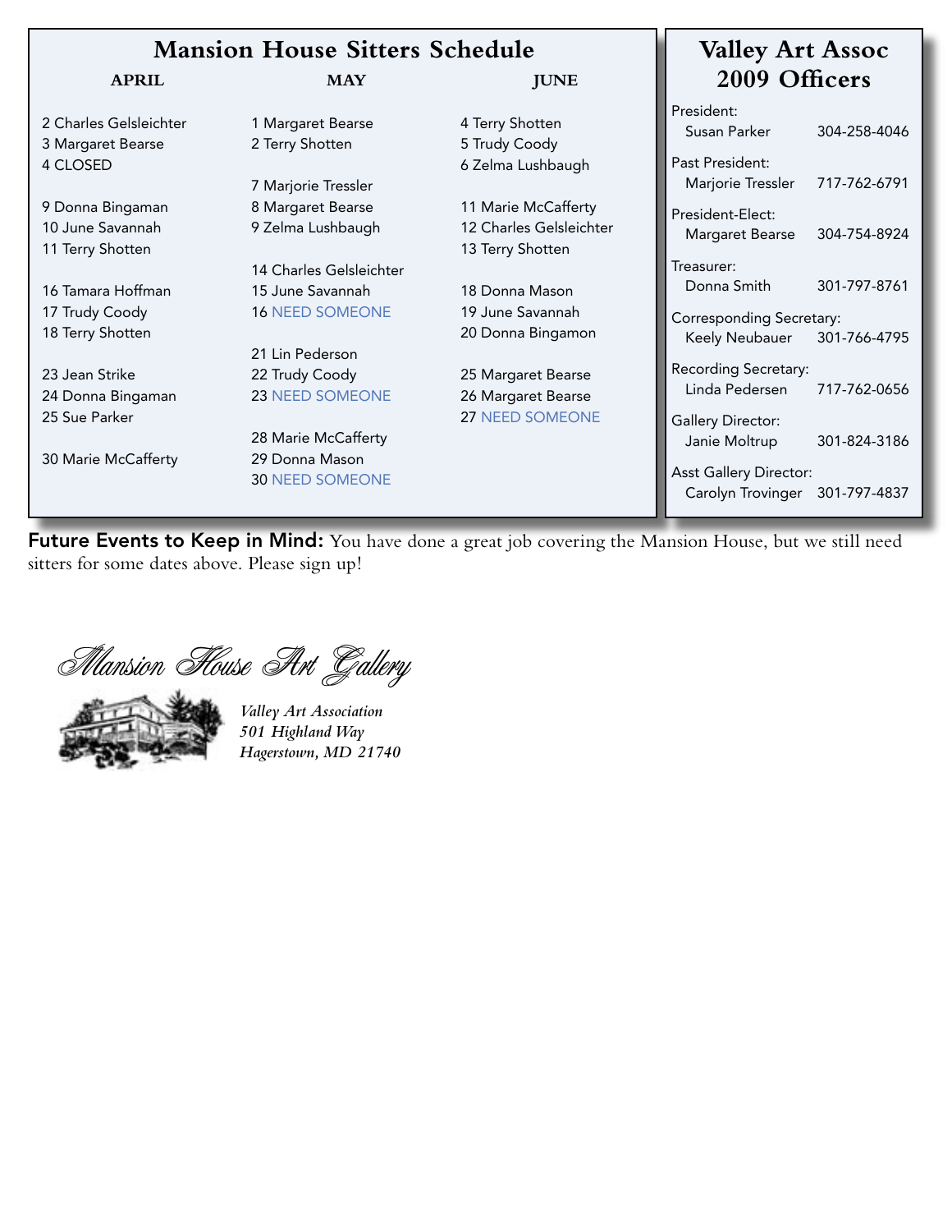## Mansion House Sitters Schedule

**APRIL**

2 Charles Gelsleichter
3 Margaret Bearse
4 CLOSED

9 Donna Bingaman
10 June Savannah
11 Terry Shotten

16 Tamara Hoffman
17 Trudy Coody
18 Terry Shotten

23 Jean Strike
24 Donna Bingaman
25 Sue Parker

30 Marie McCafferty

**MAY**

1 Margaret Bearse
2 Terry Shotten

7 Marjorie Tressler
8 Margaret Bearse
9 Zelma Lushbaugh

14 Charles Gelsleichter
15 June Savannah
16 NEED SOMEONE

21 Lin Pederson
22 Trudy Coody
23 NEED SOMEONE

28 Marie McCafferty
29 Donna Mason
30 NEED SOMEONE

**JUNE**

4 Terry Shotten
5 Trudy Coody
6 Zelma Lushbaugh

11 Marie McCafferty
12 Charles Gelsleichter
13 Terry Shotten

18 Donna Mason
19 June Savannah
20 Donna Bingamon

25 Margaret Bearse
26 Margaret Bearse
27 NEED SOMEONE

## Valley Art Assoc 2009 Officers

President:
Susan Parker 304-258-4046

Past President:
Marjorie Tressler 717-762-6791

President-Elect:
Margaret Bearse 304-754-8924

Treasurer:
Donna Smith 301-797-8761

Corresponding Secretary:
Keely Neubauer 301-766-4795

Recording Secretary:
Linda Pedersen 717-762-0656

Gallery Director:
Janie Moltrup 301-824-3186

Asst Gallery Director:
Carolyn Trovinger 301-797-4837

**Future Events to Keep in Mind:** You have done a great job covering the Mansion House, but we still need sitters for some dates above. Please sign up!

*Mansion House Art Gallery*

*Valley Art Association*
*501 Highland Way*
*Hagerstown, MD 21740*